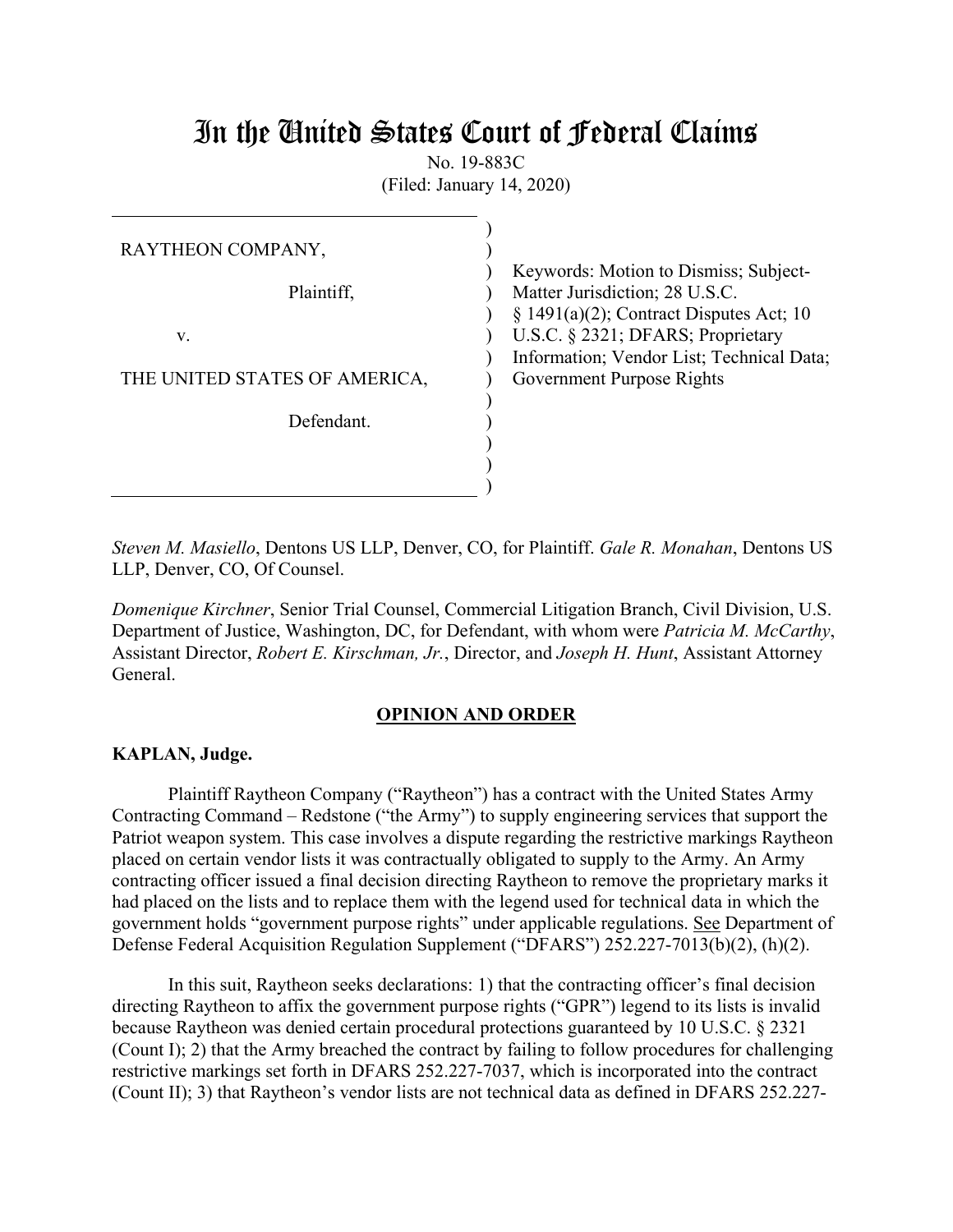# In the United States Court of Federal Claims

No. 19-883C

(Filed: January 14, 2020)

| | |
|---|---|
| RAYTHEON COMPANY,<br><br>Plaintiff,<br><br>v.<br><br>THE UNITED STATES OF AMERICA,<br><br>Defendant. | Keywords: Motion to Dismiss; Subject-Matter Jurisdiction; 28 U.S.C. § 1491(a)(2); Contract Disputes Act; 10 U.S.C. § 2321; DFARS; Proprietary Information; Vendor List; Technical Data; Government Purpose Rights |

*Steven M. Masiello*, Dentons US LLP, Denver, CO, for Plaintiff. *Gale R. Monahan*, Dentons US LLP, Denver, CO, Of Counsel.

*Domenique Kirchner*, Senior Trial Counsel, Commercial Litigation Branch, Civil Division, U.S. Department of Justice, Washington, DC, for Defendant, with whom were *Patricia M. McCarthy*, Assistant Director, *Robert E. Kirschman, Jr.*, Director, and *Joseph H. Hunt*, Assistant Attorney General.

## OPINION AND ORDER

**KAPLAN, Judge.**

Plaintiff Raytheon Company ("Raytheon") has a contract with the United States Army Contracting Command – Redstone ("the Army") to supply engineering services that support the Patriot weapon system. This case involves a dispute regarding the restrictive markings Raytheon placed on certain vendor lists it was contractually obligated to supply to the Army. An Army contracting officer issued a final decision directing Raytheon to remove the proprietary marks it had placed on the lists and to replace them with the legend used for technical data in which the government holds "government purpose rights" under applicable regulations. See Department of Defense Federal Acquisition Regulation Supplement ("DFARS") 252.227-7013(b)(2), (h)(2).

In this suit, Raytheon seeks declarations: 1) that the contracting officer's final decision directing Raytheon to affix the government purpose rights ("GPR") legend to its lists is invalid because Raytheon was denied certain procedural protections guaranteed by 10 U.S.C. § 2321 (Count I); 2) that the Army breached the contract by failing to follow procedures for challenging restrictive markings set forth in DFARS 252.227-7037, which is incorporated into the contract (Count II); 3) that Raytheon's vendor lists are not technical data as defined in DFARS 252.227-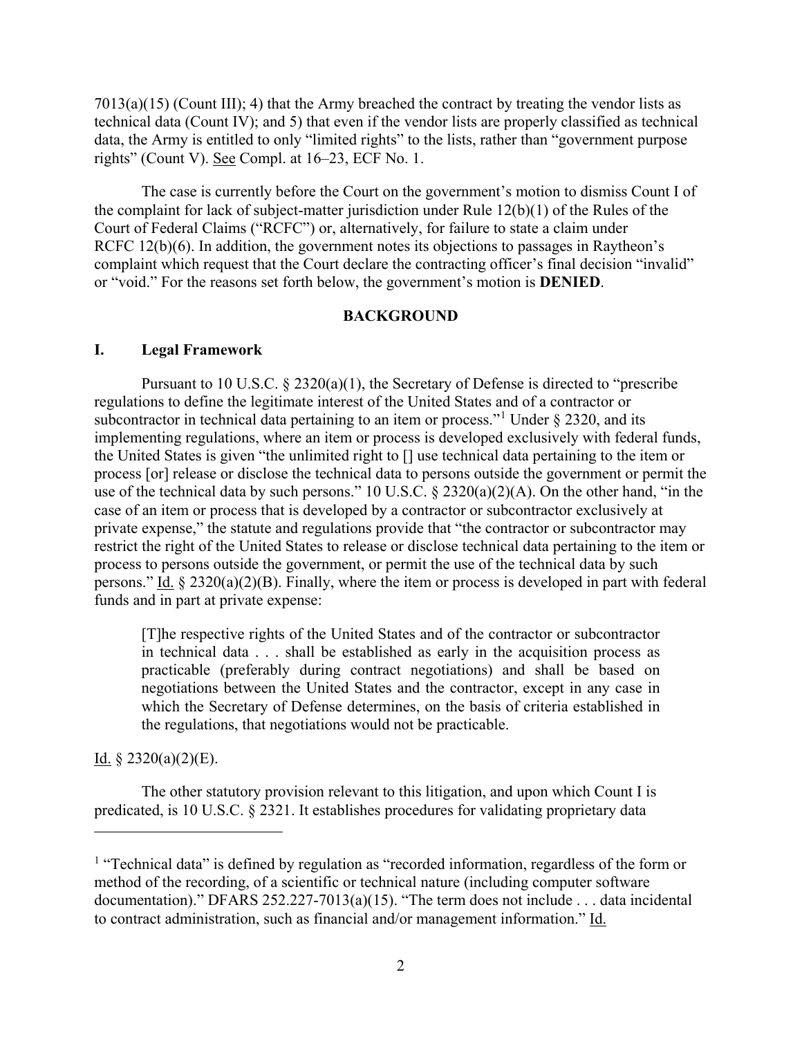7013(a)(15) (Count III); 4) that the Army breached the contract by treating the vendor lists as technical data (Count IV); and 5) that even if the vendor lists are properly classified as technical data, the Army is entitled to only "limited rights" to the lists, rather than "government purpose rights" (Count V). See Compl. at 16–23, ECF No. 1.

The case is currently before the Court on the government's motion to dismiss Count I of the complaint for lack of subject-matter jurisdiction under Rule 12(b)(1) of the Rules of the Court of Federal Claims ("RCFC") or, alternatively, for failure to state a claim under RCFC 12(b)(6). In addition, the government notes its objections to passages in Raytheon's complaint which request that the Court declare the contracting officer's final decision "invalid" or "void." For the reasons set forth below, the government's motion is **DENIED**.

## BACKGROUND

### I. Legal Framework

Pursuant to 10 U.S.C. § 2320(a)(1), the Secretary of Defense is directed to "prescribe regulations to define the legitimate interest of the United States and of a contractor or subcontractor in technical data pertaining to an item or process."[1] Under § 2320, and its implementing regulations, where an item or process is developed exclusively with federal funds, the United States is given "the unlimited right to [] use technical data pertaining to the item or process [or] release or disclose the technical data to persons outside the government or permit the use of the technical data by such persons." 10 U.S.C. § 2320(a)(2)(A). On the other hand, "in the case of an item or process that is developed by a contractor or subcontractor exclusively at private expense," the statute and regulations provide that "the contractor or subcontractor may restrict the right of the United States to release or disclose technical data pertaining to the item or process to persons outside the government, or permit the use of the technical data by such persons." Id. § 2320(a)(2)(B). Finally, where the item or process is developed in part with federal funds and in part at private expense:

> [T]he respective rights of the United States and of the contractor or subcontractor in technical data . . . shall be established as early in the acquisition process as practicable (preferably during contract negotiations) and shall be based on negotiations between the United States and the contractor, except in any case in which the Secretary of Defense determines, on the basis of criteria established in the regulations, that negotiations would not be practicable.

Id. § 2320(a)(2)(E).

The other statutory provision relevant to this litigation, and upon which Count I is predicated, is 10 U.S.C. § 2321. It establishes procedures for validating proprietary data

---

[1] "Technical data" is defined by regulation as "recorded information, regardless of the form or method of the recording, of a scientific or technical nature (including computer software documentation)." DFARS 252.227-7013(a)(15). "The term does not include . . . data incidental to contract administration, such as financial and/or management information." Id.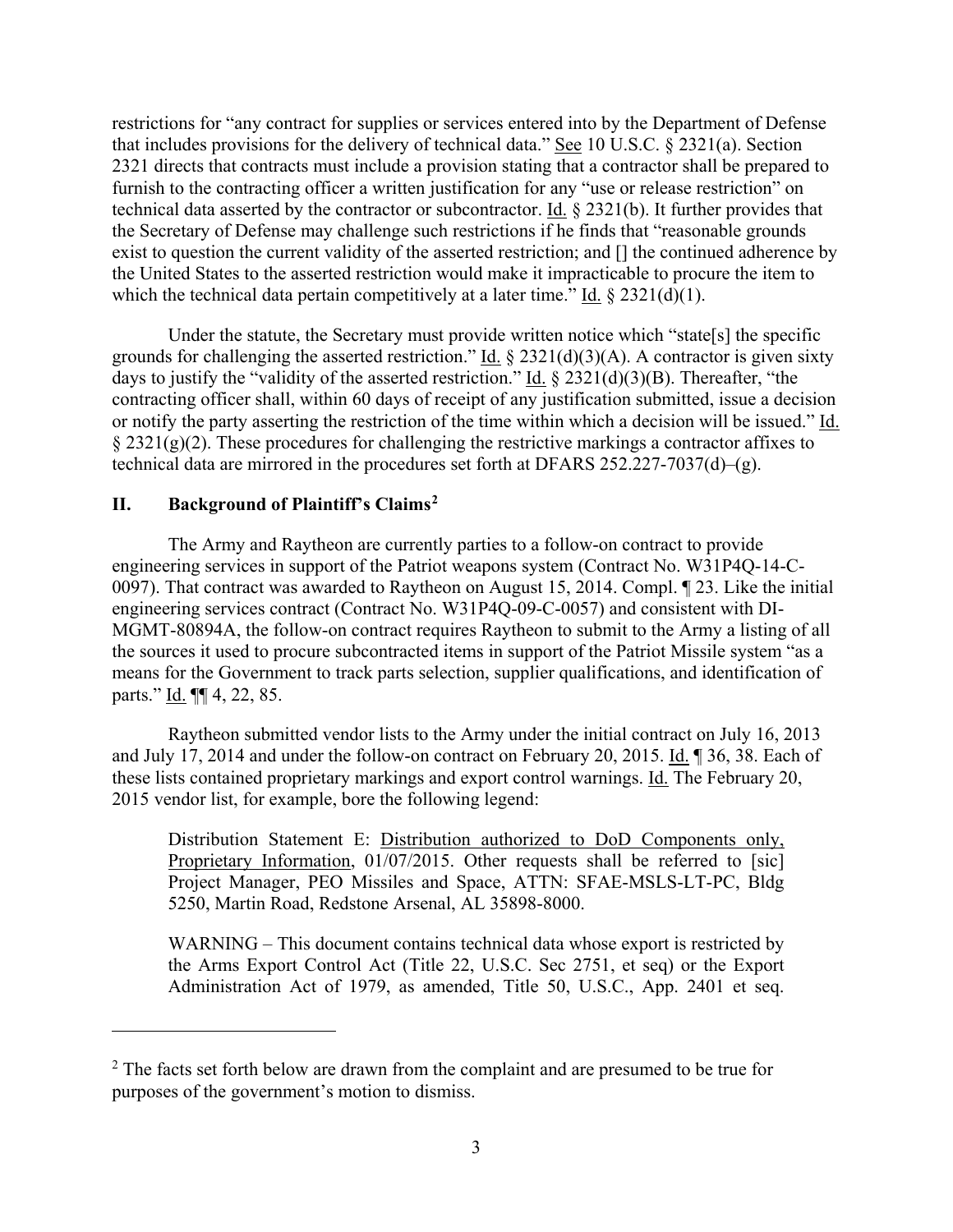restrictions for "any contract for supplies or services entered into by the Department of Defense that includes provisions for the delivery of technical data." See 10 U.S.C. § 2321(a). Section 2321 directs that contracts must include a provision stating that a contractor shall be prepared to furnish to the contracting officer a written justification for any "use or release restriction" on technical data asserted by the contractor or subcontractor. Id. § 2321(b). It further provides that the Secretary of Defense may challenge such restrictions if he finds that "reasonable grounds exist to question the current validity of the asserted restriction; and [] the continued adherence by the United States to the asserted restriction would make it impracticable to procure the item to which the technical data pertain competitively at a later time." Id. § 2321(d)(1).

Under the statute, the Secretary must provide written notice which "state[s] the specific grounds for challenging the asserted restriction." Id. § 2321(d)(3)(A). A contractor is given sixty days to justify the "validity of the asserted restriction." Id. § 2321(d)(3)(B). Thereafter, "the contracting officer shall, within 60 days of receipt of any justification submitted, issue a decision or notify the party asserting the restriction of the time within which a decision will be issued." Id. § 2321(g)(2). These procedures for challenging the restrictive markings a contractor affixes to technical data are mirrored in the procedures set forth at DFARS 252.227-7037(d)–(g).

## II. Background of Plaintiff's Claims[2]

The Army and Raytheon are currently parties to a follow-on contract to provide engineering services in support of the Patriot weapons system (Contract No. W31P4Q-14-C-0097). That contract was awarded to Raytheon on August 15, 2014. Compl. ¶ 23. Like the initial engineering services contract (Contract No. W31P4Q-09-C-0057) and consistent with DI-MGMT-80894A, the follow-on contract requires Raytheon to submit to the Army a listing of all the sources it used to procure subcontracted items in support of the Patriot Missile system "as a means for the Government to track parts selection, supplier qualifications, and identification of parts." Id. ¶¶ 4, 22, 85.

Raytheon submitted vendor lists to the Army under the initial contract on July 16, 2013 and July 17, 2014 and under the follow-on contract on February 20, 2015. Id. ¶ 36, 38. Each of these lists contained proprietary markings and export control warnings. Id. The February 20, 2015 vendor list, for example, bore the following legend:

> Distribution Statement E: Distribution authorized to DoD Components only, Proprietary Information, 01/07/2015. Other requests shall be referred to [sic] Project Manager, PEO Missiles and Space, ATTN: SFAE-MSLS-LT-PC, Bldg 5250, Martin Road, Redstone Arsenal, AL 35898-8000.
>
> WARNING – This document contains technical data whose export is restricted by the Arms Export Control Act (Title 22, U.S.C. Sec 2751, et seq) or the Export Administration Act of 1979, as amended, Title 50, U.S.C., App. 2401 et seq.

---

[2] The facts set forth below are drawn from the complaint and are presumed to be true for purposes of the government's motion to dismiss.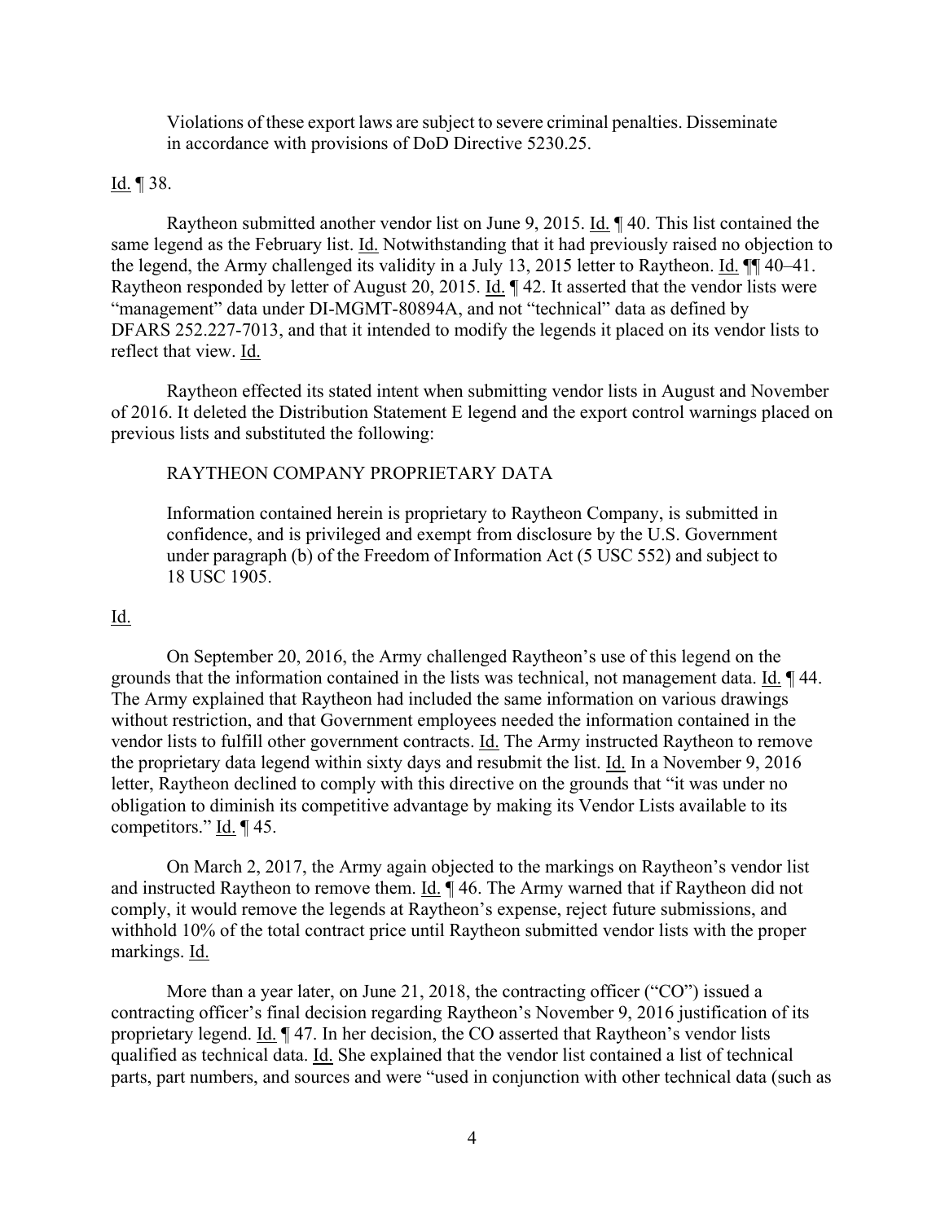> Violations of these export laws are subject to severe criminal penalties. Disseminate in accordance with provisions of DoD Directive 5230.25.

Id. ¶ 38.

Raytheon submitted another vendor list on June 9, 2015. Id. ¶ 40. This list contained the same legend as the February list. Id. Notwithstanding that it had previously raised no objection to the legend, the Army challenged its validity in a July 13, 2015 letter to Raytheon. Id. ¶¶ 40–41. Raytheon responded by letter of August 20, 2015. Id. ¶ 42. It asserted that the vendor lists were "management" data under DI-MGMT-80894A, and not "technical" data as defined by DFARS 252.227-7013, and that it intended to modify the legends it placed on its vendor lists to reflect that view. Id.

Raytheon effected its stated intent when submitting vendor lists in August and November of 2016. It deleted the Distribution Statement E legend and the export control warnings placed on previous lists and substituted the following:

> RAYTHEON COMPANY PROPRIETARY DATA
>
> Information contained herein is proprietary to Raytheon Company, is submitted in confidence, and is privileged and exempt from disclosure by the U.S. Government under paragraph (b) of the Freedom of Information Act (5 USC 552) and subject to 18 USC 1905.

Id.

On September 20, 2016, the Army challenged Raytheon's use of this legend on the grounds that the information contained in the lists was technical, not management data. Id. ¶ 44. The Army explained that Raytheon had included the same information on various drawings without restriction, and that Government employees needed the information contained in the vendor lists to fulfill other government contracts. Id. The Army instructed Raytheon to remove the proprietary data legend within sixty days and resubmit the list. Id. In a November 9, 2016 letter, Raytheon declined to comply with this directive on the grounds that "it was under no obligation to diminish its competitive advantage by making its Vendor Lists available to its competitors." Id. ¶ 45.

On March 2, 2017, the Army again objected to the markings on Raytheon's vendor list and instructed Raytheon to remove them. Id. ¶ 46. The Army warned that if Raytheon did not comply, it would remove the legends at Raytheon's expense, reject future submissions, and withhold 10% of the total contract price until Raytheon submitted vendor lists with the proper markings. Id.

More than a year later, on June 21, 2018, the contracting officer ("CO") issued a contracting officer's final decision regarding Raytheon's November 9, 2016 justification of its proprietary legend. Id. ¶ 47. In her decision, the CO asserted that Raytheon's vendor lists qualified as technical data. Id. She explained that the vendor list contained a list of technical parts, part numbers, and sources and were "used in conjunction with other technical data (such as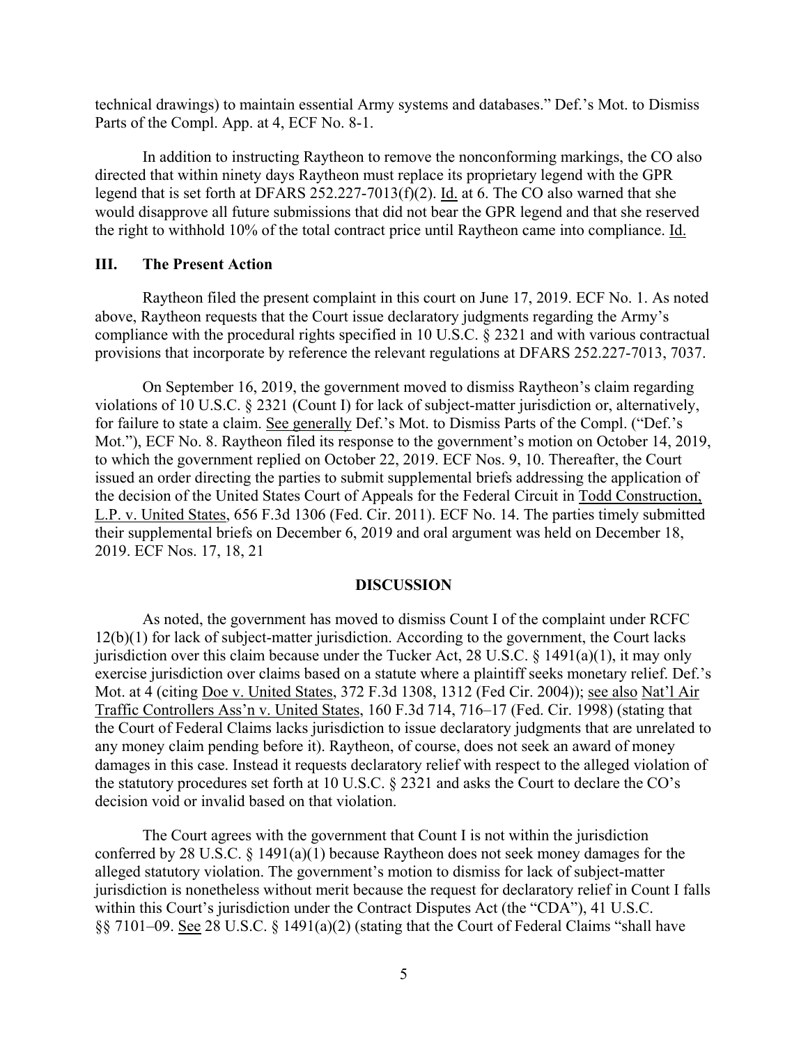technical drawings) to maintain essential Army systems and databases." Def.'s Mot. to Dismiss Parts of the Compl. App. at 4, ECF No. 8-1.

In addition to instructing Raytheon to remove the nonconforming markings, the CO also directed that within ninety days Raytheon must replace its proprietary legend with the GPR legend that is set forth at DFARS 252.227-7013(f)(2). Id. at 6. The CO also warned that she would disapprove all future submissions that did not bear the GPR legend and that she reserved the right to withhold 10% of the total contract price until Raytheon came into compliance. Id.

## III. The Present Action

Raytheon filed the present complaint in this court on June 17, 2019. ECF No. 1. As noted above, Raytheon requests that the Court issue declaratory judgments regarding the Army's compliance with the procedural rights specified in 10 U.S.C. § 2321 and with various contractual provisions that incorporate by reference the relevant regulations at DFARS 252.227-7013, 7037.

On September 16, 2019, the government moved to dismiss Raytheon's claim regarding violations of 10 U.S.C. § 2321 (Count I) for lack of subject-matter jurisdiction or, alternatively, for failure to state a claim. See generally Def.'s Mot. to Dismiss Parts of the Compl. ("Def.'s Mot."), ECF No. 8. Raytheon filed its response to the government's motion on October 14, 2019, to which the government replied on October 22, 2019. ECF Nos. 9, 10. Thereafter, the Court issued an order directing the parties to submit supplemental briefs addressing the application of the decision of the United States Court of Appeals for the Federal Circuit in Todd Construction, L.P. v. United States, 656 F.3d 1306 (Fed. Cir. 2011). ECF No. 14. The parties timely submitted their supplemental briefs on December 6, 2019 and oral argument was held on December 18, 2019. ECF Nos. 17, 18, 21

## DISCUSSION

As noted, the government has moved to dismiss Count I of the complaint under RCFC 12(b)(1) for lack of subject-matter jurisdiction. According to the government, the Court lacks jurisdiction over this claim because under the Tucker Act, 28 U.S.C. § 1491(a)(1), it may only exercise jurisdiction over claims based on a statute where a plaintiff seeks monetary relief. Def.'s Mot. at 4 (citing Doe v. United States, 372 F.3d 1308, 1312 (Fed Cir. 2004)); see also Nat'l Air Traffic Controllers Ass'n v. United States, 160 F.3d 714, 716–17 (Fed. Cir. 1998) (stating that the Court of Federal Claims lacks jurisdiction to issue declaratory judgments that are unrelated to any money claim pending before it). Raytheon, of course, does not seek an award of money damages in this case. Instead it requests declaratory relief with respect to the alleged violation of the statutory procedures set forth at 10 U.S.C. § 2321 and asks the Court to declare the CO's decision void or invalid based on that violation.

The Court agrees with the government that Count I is not within the jurisdiction conferred by 28 U.S.C. § 1491(a)(1) because Raytheon does not seek money damages for the alleged statutory violation. The government's motion to dismiss for lack of subject-matter jurisdiction is nonetheless without merit because the request for declaratory relief in Count I falls within this Court's jurisdiction under the Contract Disputes Act (the "CDA"), 41 U.S.C. §§ 7101–09. See 28 U.S.C. § 1491(a)(2) (stating that the Court of Federal Claims "shall have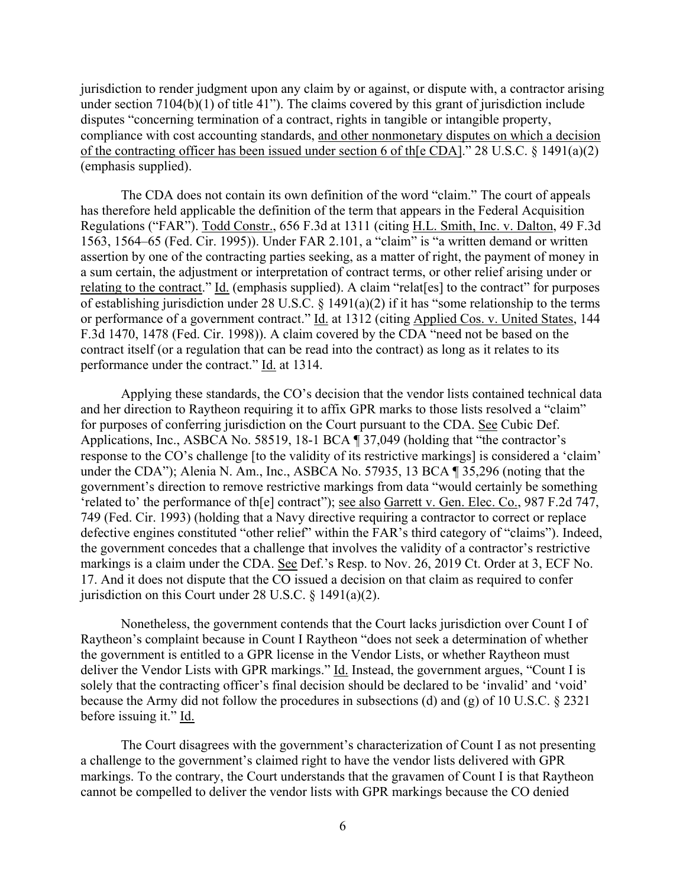jurisdiction to render judgment upon any claim by or against, or dispute with, a contractor arising under section 7104(b)(1) of title 41"). The claims covered by this grant of jurisdiction include disputes "concerning termination of a contract, rights in tangible or intangible property, compliance with cost accounting standards, <u>and other nonmonetary disputes on which a decision of the contracting officer has been issued under section 6 of th[e CDA]</u>." 28 U.S.C. § 1491(a)(2) (emphasis supplied).

The CDA does not contain its own definition of the word "claim." The court of appeals has therefore held applicable the definition of the term that appears in the Federal Acquisition Regulations ("FAR"). <u>Todd Constr.</u>, 656 F.3d at 1311 (citing <u>H.L. Smith, Inc. v. Dalton</u>, 49 F.3d 1563, 1564–65 (Fed. Cir. 1995)). Under FAR 2.101, a "claim" is "a written demand or written assertion by one of the contracting parties seeking, as a matter of right, the payment of money in a sum certain, the adjustment or interpretation of contract terms, or other relief arising under or <u>relating to the contract</u>." <u>Id.</u> (emphasis supplied). A claim "relat[es] to the contract" for purposes of establishing jurisdiction under 28 U.S.C. § 1491(a)(2) if it has "some relationship to the terms or performance of a government contract." <u>Id.</u> at 1312 (citing <u>Applied Cos. v. United States</u>, 144 F.3d 1470, 1478 (Fed. Cir. 1998)). A claim covered by the CDA "need not be based on the contract itself (or a regulation that can be read into the contract) as long as it relates to its performance under the contract." <u>Id.</u> at 1314.

Applying these standards, the CO's decision that the vendor lists contained technical data and her direction to Raytheon requiring it to affix GPR marks to those lists resolved a "claim" for purposes of conferring jurisdiction on the Court pursuant to the CDA. <u>See</u> Cubic Def. Applications, Inc., ASBCA No. 58519, 18-1 BCA ¶ 37,049 (holding that "the contractor's response to the CO's challenge [to the validity of its restrictive markings] is considered a 'claim' under the CDA"); Alenia N. Am., Inc., ASBCA No. 57935, 13 BCA ¶ 35,296 (noting that the government's direction to remove restrictive markings from data "would certainly be something 'related to' the performance of th[e] contract"); <u>see also</u> <u>Garrett v. Gen. Elec. Co.</u>, 987 F.2d 747, 749 (Fed. Cir. 1993) (holding that a Navy directive requiring a contractor to correct or replace defective engines constituted "other relief" within the FAR's third category of "claims"). Indeed, the government concedes that a challenge that involves the validity of a contractor's restrictive markings is a claim under the CDA. <u>See</u> Def.'s Resp. to Nov. 26, 2019 Ct. Order at 3, ECF No. 17. And it does not dispute that the CO issued a decision on that claim as required to confer jurisdiction on this Court under 28 U.S.C. § 1491(a)(2).

Nonetheless, the government contends that the Court lacks jurisdiction over Count I of Raytheon's complaint because in Count I Raytheon "does not seek a determination of whether the government is entitled to a GPR license in the Vendor Lists, or whether Raytheon must deliver the Vendor Lists with GPR markings." <u>Id.</u> Instead, the government argues, "Count I is solely that the contracting officer's final decision should be declared to be 'invalid' and 'void' because the Army did not follow the procedures in subsections (d) and (g) of 10 U.S.C. § 2321 before issuing it." <u>Id.</u>

The Court disagrees with the government's characterization of Count I as not presenting a challenge to the government's claimed right to have the vendor lists delivered with GPR markings. To the contrary, the Court understands that the gravamen of Count I is that Raytheon cannot be compelled to deliver the vendor lists with GPR markings because the CO denied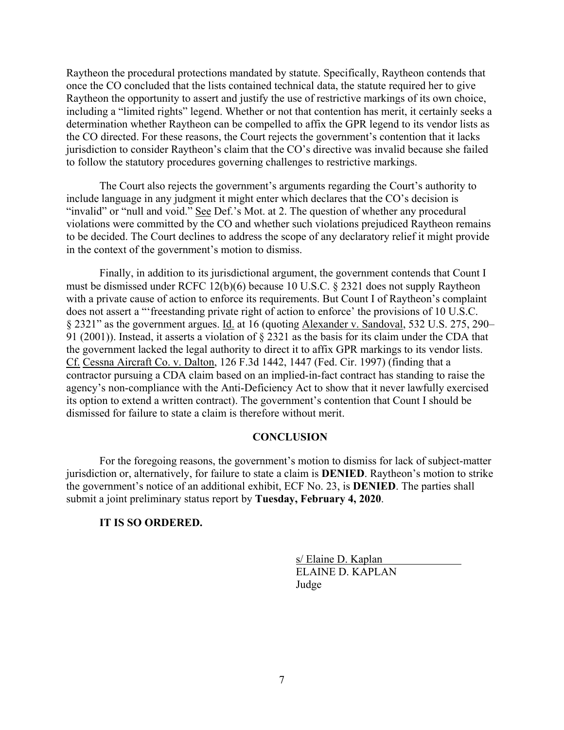Raytheon the procedural protections mandated by statute. Specifically, Raytheon contends that once the CO concluded that the lists contained technical data, the statute required her to give Raytheon the opportunity to assert and justify the use of restrictive markings of its own choice, including a "limited rights" legend. Whether or not that contention has merit, it certainly seeks a determination whether Raytheon can be compelled to affix the GPR legend to its vendor lists as the CO directed. For these reasons, the Court rejects the government's contention that it lacks jurisdiction to consider Raytheon's claim that the CO's directive was invalid because she failed to follow the statutory procedures governing challenges to restrictive markings.

The Court also rejects the government's arguments regarding the Court's authority to include language in any judgment it might enter which declares that the CO's decision is "invalid" or "null and void." See Def.'s Mot. at 2. The question of whether any procedural violations were committed by the CO and whether such violations prejudiced Raytheon remains to be decided. The Court declines to address the scope of any declaratory relief it might provide in the context of the government's motion to dismiss.

Finally, in addition to its jurisdictional argument, the government contends that Count I must be dismissed under RCFC 12(b)(6) because 10 U.S.C. § 2321 does not supply Raytheon with a private cause of action to enforce its requirements. But Count I of Raytheon's complaint does not assert a "'freestanding private right of action to enforce' the provisions of 10 U.S.C. § 2321" as the government argues. Id. at 16 (quoting Alexander v. Sandoval, 532 U.S. 275, 290–91 (2001)). Instead, it asserts a violation of § 2321 as the basis for its claim under the CDA that the government lacked the legal authority to direct it to affix GPR markings to its vendor lists. Cf. Cessna Aircraft Co. v. Dalton, 126 F.3d 1442, 1447 (Fed. Cir. 1997) (finding that a contractor pursuing a CDA claim based on an implied-in-fact contract has standing to raise the agency's non-compliance with the Anti-Deficiency Act to show that it never lawfully exercised its option to extend a written contract). The government's contention that Count I should be dismissed for failure to state a claim is therefore without merit.

## CONCLUSION

For the foregoing reasons, the government's motion to dismiss for lack of subject-matter jurisdiction or, alternatively, for failure to state a claim is **DENIED**. Raytheon's motion to strike the government's notice of an additional exhibit, ECF No. 23, is **DENIED**. The parties shall submit a joint preliminary status report by **Tuesday, February 4, 2020**.

**IT IS SO ORDERED.**

s/ Elaine D. Kaplan
ELAINE D. KAPLAN
Judge